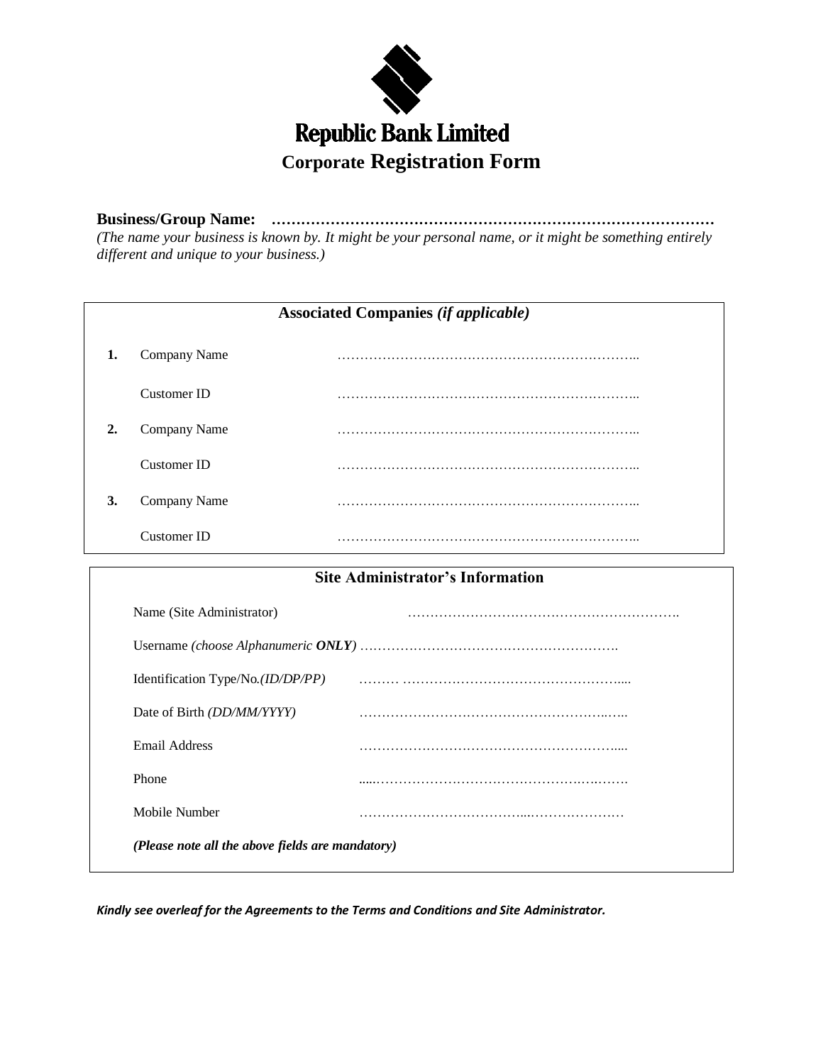# Republic Bank Limited

## Corporate Registration Form

**Business/Group Name: ………………………………………………………………………………**

*(The name your business is known by. It might be your personal name, or it might be something entirely different and unique to your business.)*

| **Associated Companies** *(if applicable)* | | |
|---|---|---|
| **1.** | Company Name | …………………………………………………………….. |
| | Customer ID | …………………………………………………………….. |
| **2.** | Company Name | …………………………………………………………….. |
| | Customer ID | …………………………………………………………….. |
| **3.** | Company Name | …………………………………………………………….. |
| | Customer ID | …………………………………………………………….. |

| **Site Administrator's Information** | |
|---|---|
| Name (Site Administrator) | ………………………………………………………. |
| Username *(choose Alphanumeric **ONLY**)* | ………………………………………………………. |
| Identification Type/No.*(ID/DP/PP)* | ……… ………………………………………….... |
| Date of Birth *(DD/MM/YYYY)* | ……………………………………………….…... |
| Email Address | …………………………………………………….... |
| Phone | .....………………………………………………………. |
| Mobile Number | ………………………………...………………… |

***(Please note all the above fields are mandatory)***

***Kindly see overleaf for the Agreements to the Terms and Conditions and Site Administrator.***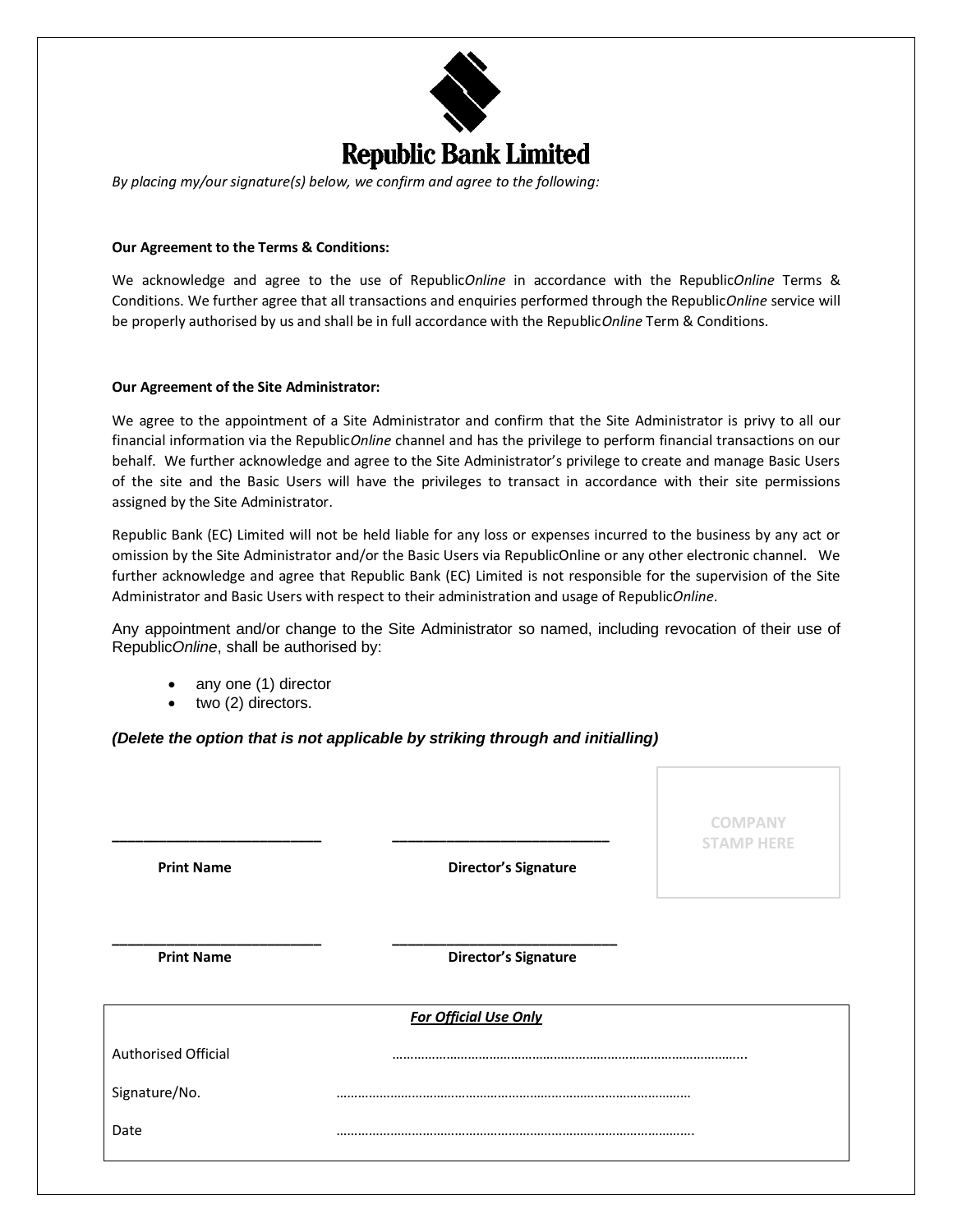# Republic Bank Limited

*By placing my/our signature(s) below, we confirm and agree to the following:*

**Our Agreement to the Terms & Conditions:**

We acknowledge and agree to the use of Republic*Online* in accordance with the Republic*Online* Terms & Conditions. We further agree that all transactions and enquiries performed through the Republic*Online* service will be properly authorised by us and shall be in full accordance with the Republic*Online* Term & Conditions.

**Our Agreement of the Site Administrator:**

We agree to the appointment of a Site Administrator and confirm that the Site Administrator is privy to all our financial information via the Republic*Online* channel and has the privilege to perform financial transactions on our behalf. We further acknowledge and agree to the Site Administrator's privilege to create and manage Basic Users of the site and the Basic Users will have the privileges to transact in accordance with their site permissions assigned by the Site Administrator.

Republic Bank (EC) Limited will not be held liable for any loss or expenses incurred to the business by any act or omission by the Site Administrator and/or the Basic Users via RepublicOnline or any other electronic channel. We further acknowledge and agree that Republic Bank (EC) Limited is not responsible for the supervision of the Site Administrator and Basic Users with respect to their administration and usage of Republic*Online*.

Any appointment and/or change to the Site Administrator so named, including revocation of their use of Republic*Online*, shall be authorised by:

- any one (1) director
- two (2) directors.

***(Delete the option that is not applicable by striking through and initialling)***

| | | |
|---|---|---|
| ______________________ | ______________________ | COMPANY STAMP HERE |
| **Print Name** | **Director's Signature** | |
| ______________________ | ______________________ | |
| **Print Name** | **Director's Signature** | |

***For Official Use Only***

Authorised Official ……………………………………………………………………………………..

Signature/No. ……………………………………………………………………………………

Date ……………………………………………………………………………………….